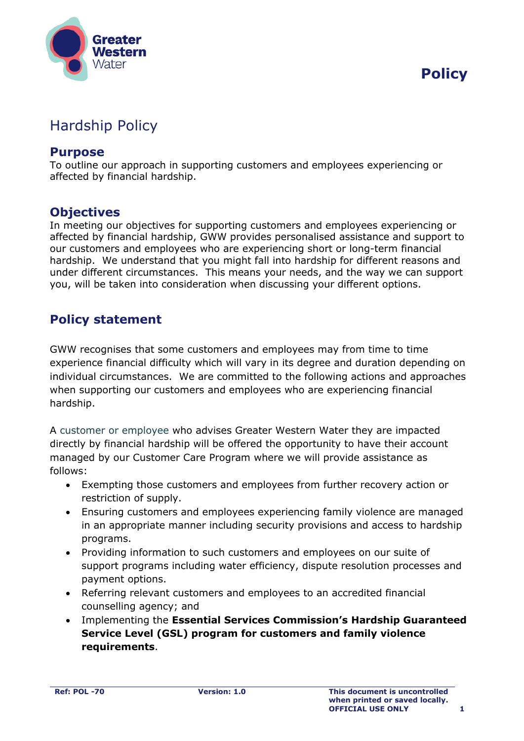# Policy

## Hardship Policy

### Purpose

To outline our approach in supporting customers and employees experiencing or affected by financial hardship.

### Objectives

In meeting our objectives for supporting customers and employees experiencing or affected by financial hardship, GWW provides personalised assistance and support to our customers and employees who are experiencing short or long-term financial hardship. We understand that you might fall into hardship for different reasons and under different circumstances. This means your needs, and the way we can support you, will be taken into consideration when discussing your different options.

### Policy statement

GWW recognises that some customers and employees may from time to time experience financial difficulty which will vary in its degree and duration depending on individual circumstances. We are committed to the following actions and approaches when supporting our customers and employees who are experiencing financial hardship.

A customer or employee who advises Greater Western Water they are impacted directly by financial hardship will be offered the opportunity to have their account managed by our Customer Care Program where we will provide assistance as follows:

- Exempting those customers and employees from further recovery action or restriction of supply.
- Ensuring customers and employees experiencing family violence are managed in an appropriate manner including security provisions and access to hardship programs.
- Providing information to such customers and employees on our suite of support programs including water efficiency, dispute resolution processes and payment options.
- Referring relevant customers and employees to an accredited financial counselling agency; and
- Implementing the **Essential Services Commission's Hardship Guaranteed Service Level (GSL) program for customers and family violence requirements**.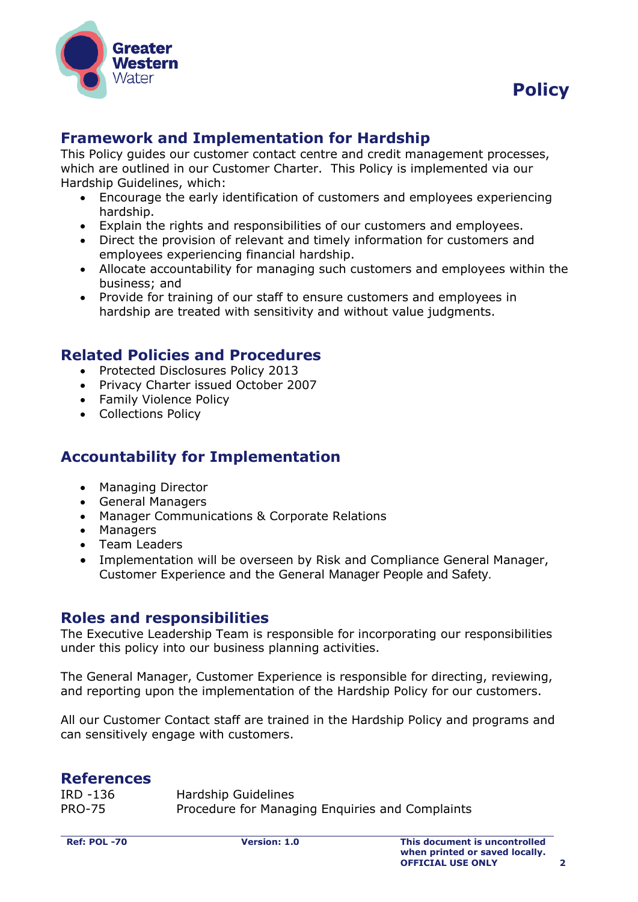## Framework and Implementation for Hardship

This Policy guides our customer contact centre and credit management processes, which are outlined in our Customer Charter. This Policy is implemented via our Hardship Guidelines, which:

- Encourage the early identification of customers and employees experiencing hardship.
- Explain the rights and responsibilities of our customers and employees.
- Direct the provision of relevant and timely information for customers and employees experiencing financial hardship.
- Allocate accountability for managing such customers and employees within the business; and
- Provide for training of our staff to ensure customers and employees in hardship are treated with sensitivity and without value judgments.

## Related Policies and Procedures

- Protected Disclosures Policy 2013
- Privacy Charter issued October 2007
- Family Violence Policy
- Collections Policy

## Accountability for Implementation

- Managing Director
- General Managers
- Manager Communications & Corporate Relations
- Managers
- Team Leaders
- Implementation will be overseen by Risk and Compliance General Manager, Customer Experience and the General Manager People and Safety.

## Roles and responsibilities

The Executive Leadership Team is responsible for incorporating our responsibilities under this policy into our business planning activities.

The General Manager, Customer Experience is responsible for directing, reviewing, and reporting upon the implementation of the Hardship Policy for our customers.

All our Customer Contact staff are trained in the Hardship Policy and programs and can sensitively engage with customers.

## References

| | |
|---|---|
| IRD -136 | Hardship Guidelines |
| PRO-75 | Procedure for Managing Enquiries and Complaints |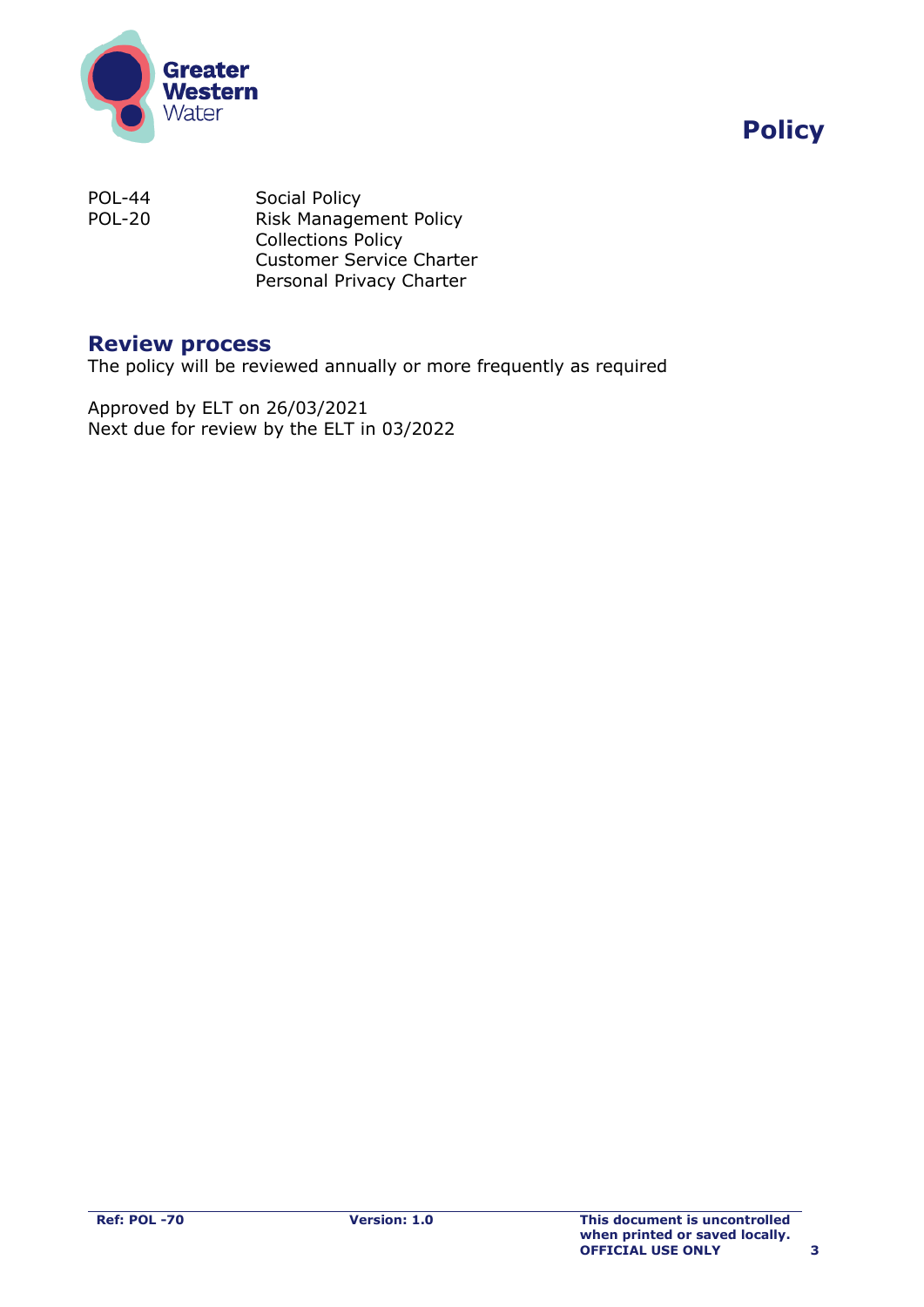| | |
|---|---|
| POL-44 | Social Policy |
| POL-20 | Risk Management Policy |
| | Collections Policy |
| | Customer Service Charter |
| | Personal Privacy Charter |

## Review process

The policy will be reviewed annually or more frequently as required

Approved by ELT on 26/03/2021
Next due for review by the ELT in 03/2022